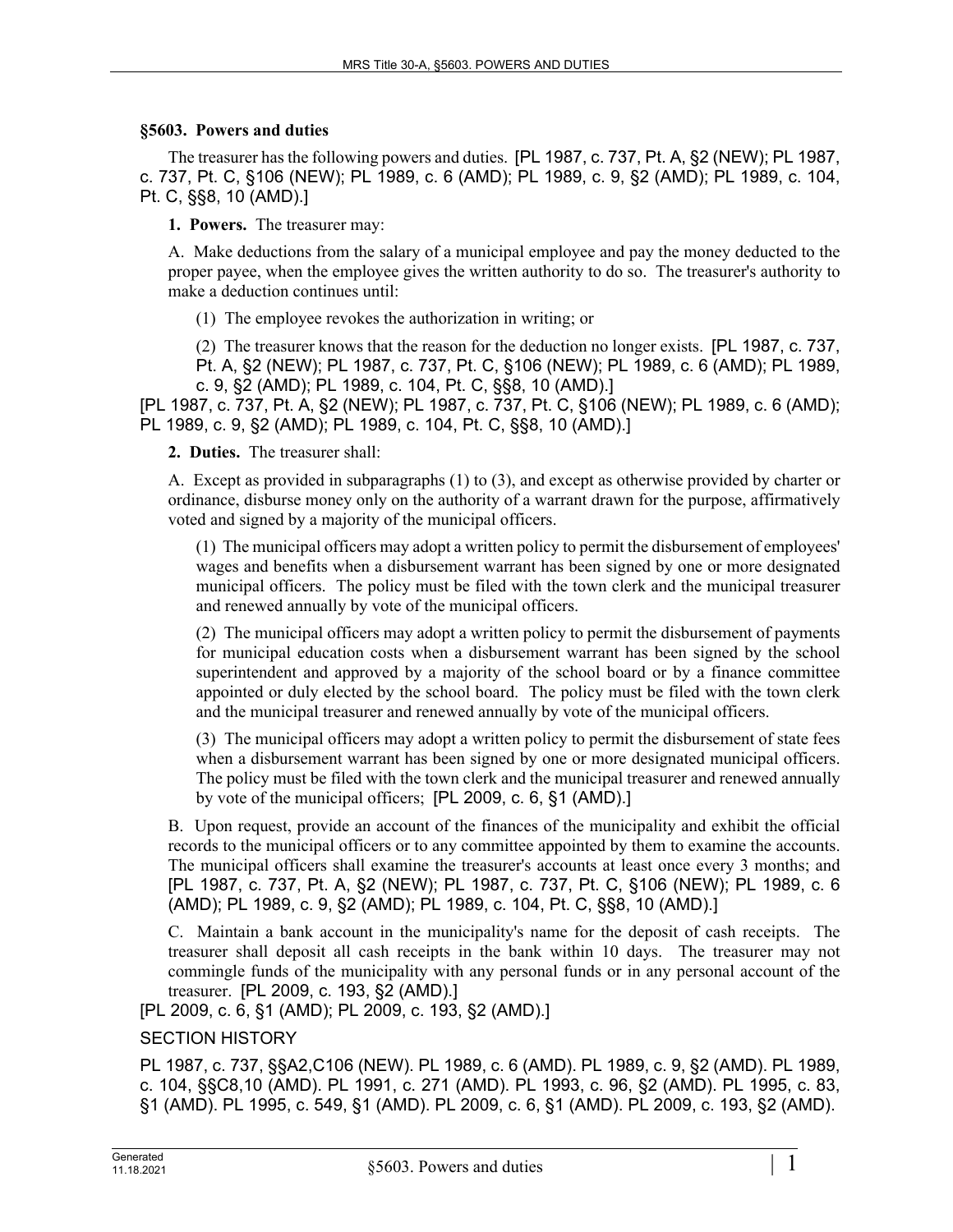### §5603. Powers and duties

The treasurer has the following powers and duties. [PL 1987, c. 737, Pt. A, §2 (NEW); PL 1987, c. 737, Pt. C, §106 (NEW); PL 1989, c. 6 (AMD); PL 1989, c. 9, §2 (AMD); PL 1989, c. 104, Pt. C, §§8, 10 (AMD).]

**1. Powers.** The treasurer may:

A. Make deductions from the salary of a municipal employee and pay the money deducted to the proper payee, when the employee gives the written authority to do so. The treasurer's authority to make a deduction continues until:

(1) The employee revokes the authorization in writing; or

(2) The treasurer knows that the reason for the deduction no longer exists. [PL 1987, c. 737, Pt. A, §2 (NEW); PL 1987, c. 737, Pt. C, §106 (NEW); PL 1989, c. 6 (AMD); PL 1989, c. 9, §2 (AMD); PL 1989, c. 104, Pt. C, §§8, 10 (AMD).]

[PL 1987, c. 737, Pt. A, §2 (NEW); PL 1987, c. 737, Pt. C, §106 (NEW); PL 1989, c. 6 (AMD); PL 1989, c. 9, §2 (AMD); PL 1989, c. 104, Pt. C, §§8, 10 (AMD).]

**2. Duties.** The treasurer shall:

A. Except as provided in subparagraphs (1) to (3), and except as otherwise provided by charter or ordinance, disburse money only on the authority of a warrant drawn for the purpose, affirmatively voted and signed by a majority of the municipal officers.

(1) The municipal officers may adopt a written policy to permit the disbursement of employees' wages and benefits when a disbursement warrant has been signed by one or more designated municipal officers. The policy must be filed with the town clerk and the municipal treasurer and renewed annually by vote of the municipal officers.

(2) The municipal officers may adopt a written policy to permit the disbursement of payments for municipal education costs when a disbursement warrant has been signed by the school superintendent and approved by a majority of the school board or by a finance committee appointed or duly elected by the school board. The policy must be filed with the town clerk and the municipal treasurer and renewed annually by vote of the municipal officers.

(3) The municipal officers may adopt a written policy to permit the disbursement of state fees when a disbursement warrant has been signed by one or more designated municipal officers. The policy must be filed with the town clerk and the municipal treasurer and renewed annually by vote of the municipal officers; [PL 2009, c. 6, §1 (AMD).]

B. Upon request, provide an account of the finances of the municipality and exhibit the official records to the municipal officers or to any committee appointed by them to examine the accounts. The municipal officers shall examine the treasurer's accounts at least once every 3 months; and [PL 1987, c. 737, Pt. A, §2 (NEW); PL 1987, c. 737, Pt. C, §106 (NEW); PL 1989, c. 6 (AMD); PL 1989, c. 9, §2 (AMD); PL 1989, c. 104, Pt. C, §§8, 10 (AMD).]

C. Maintain a bank account in the municipality's name for the deposit of cash receipts. The treasurer shall deposit all cash receipts in the bank within 10 days. The treasurer may not commingle funds of the municipality with any personal funds or in any personal account of the treasurer. [PL 2009, c. 193, §2 (AMD).]

[PL 2009, c. 6, §1 (AMD); PL 2009, c. 193, §2 (AMD).]

SECTION HISTORY

PL 1987, c. 737, §§A2,C106 (NEW). PL 1989, c. 6 (AMD). PL 1989, c. 9, §2 (AMD). PL 1989, c. 104, §§C8,10 (AMD). PL 1991, c. 271 (AMD). PL 1993, c. 96, §2 (AMD). PL 1995, c. 83, §1 (AMD). PL 1995, c. 549, §1 (AMD). PL 2009, c. 6, §1 (AMD). PL 2009, c. 193, §2 (AMD).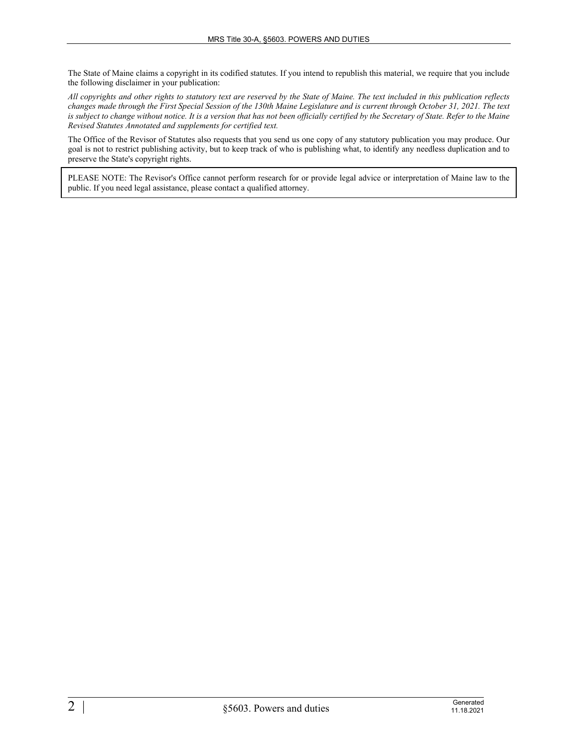The State of Maine claims a copyright in its codified statutes. If you intend to republish this material, we require that you include the following disclaimer in your publication:

*All copyrights and other rights to statutory text are reserved by the State of Maine. The text included in this publication reflects changes made through the First Special Session of the 130th Maine Legislature and is current through October 31, 2021. The text is subject to change without notice. It is a version that has not been officially certified by the Secretary of State. Refer to the Maine Revised Statutes Annotated and supplements for certified text.*

The Office of the Revisor of Statutes also requests that you send us one copy of any statutory publication you may produce. Our goal is not to restrict publishing activity, but to keep track of who is publishing what, to identify any needless duplication and to preserve the State's copyright rights.

PLEASE NOTE: The Revisor's Office cannot perform research for or provide legal advice or interpretation of Maine law to the public. If you need legal assistance, please contact a qualified attorney.